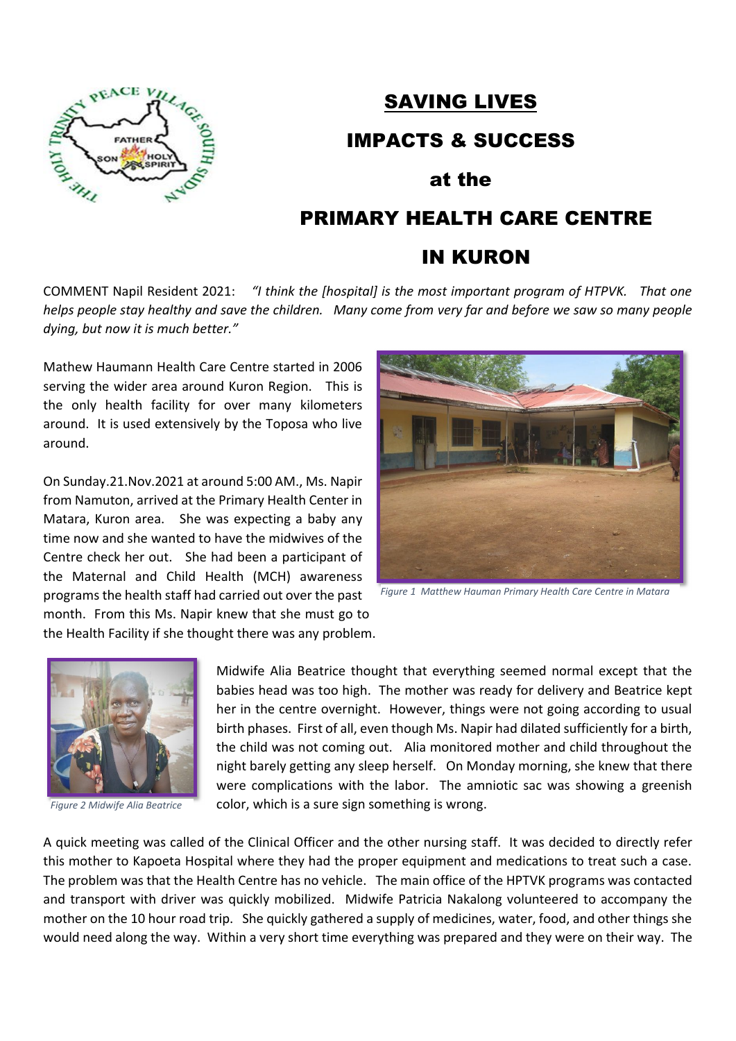# SAVING LIVES

# IMPACTS & SUCCESS

## at the

# PRIMARY HEALTH CARE CENTRE

# IN KURON

COMMENT Napil Resident 2021: *"I think the [hospital] is the most important program of HTPVK. That one helps people stay healthy and save the children. Many come from very far and before we saw so many people dying, but now it is much better."*

Mathew Haumann Health Care Centre started in 2006 serving the wider area around Kuron Region. This is the only health facility for over many kilometers around. It is used extensively by the Toposa who live around.

On Sunday.21.Nov.2021 at around 5:00 AM., Ms. Napir from Namuton, arrived at the Primary Health Center in Matara, Kuron area. She was expecting a baby any time now and she wanted to have the midwives of the Centre check her out. She had been a participant of the Maternal and Child Health (MCH) awareness programs the health staff had carried out over the past month. From this Ms. Napir knew that she must go to the Health Facility if she thought there was any problem.

*Figure 1 Matthew Hauman Primary Health Care Centre in Matara*

*Figure 2 Midwife Alia Beatrice*

Midwife Alia Beatrice thought that everything seemed normal except that the babies head was too high. The mother was ready for delivery and Beatrice kept her in the centre overnight. However, things were not going according to usual birth phases. First of all, even though Ms. Napir had dilated sufficiently for a birth, the child was not coming out. Alia monitored mother and child throughout the night barely getting any sleep herself. On Monday morning, she knew that there were complications with the labor. The amniotic sac was showing a greenish color, which is a sure sign something is wrong.

A quick meeting was called of the Clinical Officer and the other nursing staff. It was decided to directly refer this mother to Kapoeta Hospital where they had the proper equipment and medications to treat such a case. The problem was that the Health Centre has no vehicle. The main office of the HPTVK programs was contacted and transport with driver was quickly mobilized. Midwife Patricia Nakalong volunteered to accompany the mother on the 10 hour road trip. She quickly gathered a supply of medicines, water, food, and other things she would need along the way. Within a very short time everything was prepared and they were on their way. The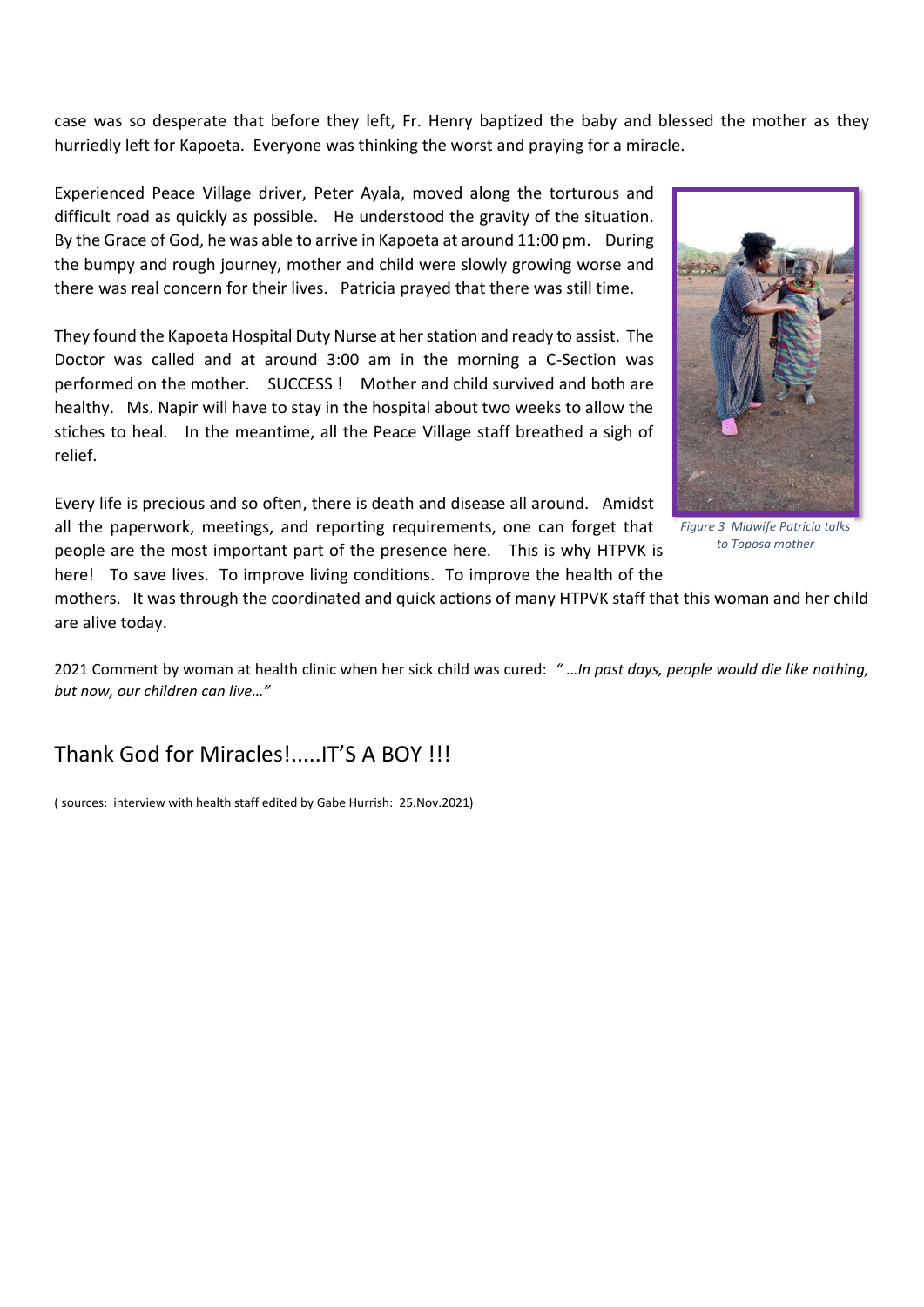case was so desperate that before they left, Fr. Henry baptized the baby and blessed the mother as they hurriedly left for Kapoeta. Everyone was thinking the worst and praying for a miracle.

Experienced Peace Village driver, Peter Ayala, moved along the torturous and difficult road as quickly as possible. He understood the gravity of the situation. By the Grace of God, he was able to arrive in Kapoeta at around 11:00 pm. During the bumpy and rough journey, mother and child were slowly growing worse and there was real concern for their lives. Patricia prayed that there was still time.

They found the Kapoeta Hospital Duty Nurse at her station and ready to assist. The Doctor was called and at around 3:00 am in the morning a C-Section was performed on the mother. SUCCESS ! Mother and child survived and both are healthy. Ms. Napir will have to stay in the hospital about two weeks to allow the stiches to heal. In the meantime, all the Peace Village staff breathed a sigh of relief.

*Figure 3 Midwife Patricia talks to Toposa mother*

Every life is precious and so often, there is death and disease all around. Amidst all the paperwork, meetings, and reporting requirements, one can forget that people are the most important part of the presence here. This is why HTPVK is here! To save lives. To improve living conditions. To improve the health of the mothers. It was through the coordinated and quick actions of many HTPVK staff that this woman and her child are alive today.

2021 Comment by woman at health clinic when her sick child was cured: *" …In past days, people would die like nothing, but now, our children can live…"*

## Thank God for Miracles!.....IT'S A BOY !!!

( sources: interview with health staff edited by Gabe Hurrish: 25.Nov.2021)